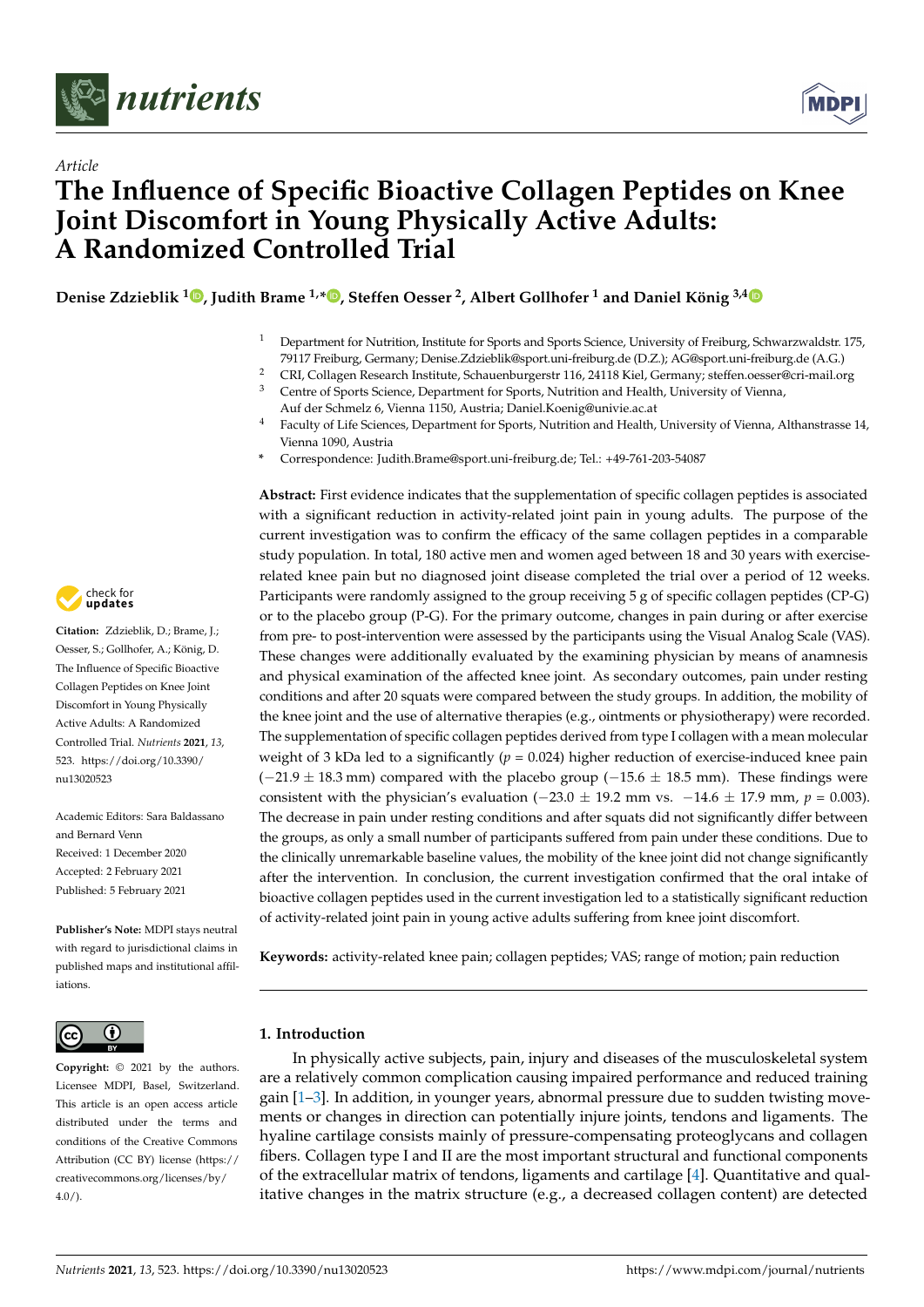*Article*

# The Influence of Specific Bioactive Collagen Peptides on Knee Joint Discomfort in Young Physically Active Adults: A Randomized Controlled Trial

**Denise Zdzieblik [1], Judith Brame [1,*], Steffen Oesser [2], Albert Gollhofer [1] and Daniel König [3,4]**

[1] Department for Nutrition, Institute for Sports and Sports Science, University of Freiburg, Schwarzwaldstr. 175, 79117 Freiburg, Germany; Denise.Zdzieblik@sport.uni-freiburg.de (D.Z.); AG@sport.uni-freiburg.de (A.G.)
[2] CRI, Collagen Research Institute, Schauenburgerstr 116, 24118 Kiel, Germany; steffen.oesser@cri-mail.org
[3] Centre of Sports Science, Department for Sports, Nutrition and Health, University of Vienna, Auf der Schmelz 6, Vienna 1150, Austria; Daniel.Koenig@univie.ac.at
[4] Faculty of Life Sciences, Department for Sports, Nutrition and Health, University of Vienna, Althanstrasse 14, Vienna 1090, Austria
* Correspondence: Judith.Brame@sport.uni-freiburg.de; Tel.: +49-761-203-54087

**Abstract:** First evidence indicates that the supplementation of specific collagen peptides is associated with a significant reduction in activity-related joint pain in young adults. The purpose of the current investigation was to confirm the efficacy of the same collagen peptides in a comparable study population. In total, 180 active men and women aged between 18 and 30 years with exercise-related knee pain but no diagnosed joint disease completed the trial over a period of 12 weeks. Participants were randomly assigned to the group receiving 5 g of specific collagen peptides (CP-G) or to the placebo group (P-G). For the primary outcome, changes in pain during or after exercise from pre- to post-intervention were assessed by the participants using the Visual Analog Scale (VAS). These changes were additionally evaluated by the examining physician by means of anamnesis and physical examination of the affected knee joint. As secondary outcomes, pain under resting conditions and after 20 squats were compared between the study groups. In addition, the mobility of the knee joint and the use of alternative therapies (e.g., ointments or physiotherapy) were recorded. The supplementation of specific collagen peptides derived from type I collagen with a mean molecular weight of 3 kDa led to a significantly ($p = 0.024$) higher reduction of exercise-induced knee pain ($-21.9 \pm 18.3$ mm) compared with the placebo group ($-15.6 \pm 18.5$ mm). These findings were consistent with the physician's evaluation ($-23.0 \pm 19.2$ mm vs. $-14.6 \pm 17.9$ mm, $p = 0.003$). The decrease in pain under resting conditions and after squats did not significantly differ between the groups, as only a small number of participants suffered from pain under these conditions. Due to the clinically unremarkable baseline values, the mobility of the knee joint did not change significantly after the intervention. In conclusion, the current investigation confirmed that the oral intake of bioactive collagen peptides used in the current investigation led to a statistically significant reduction of activity-related joint pain in young active adults suffering from knee joint discomfort.

**Keywords:** activity-related knee pain; collagen peptides; VAS; range of motion; pain reduction

**Citation:** Zdzieblik, D.; Brame, J.; Oesser, S.; Gollhofer, A.; König, D. The Influence of Specific Bioactive Collagen Peptides on Knee Joint Discomfort in Young Physically Active Adults: A Randomized Controlled Trial. *Nutrients* **2021**, *13*, 523. https://doi.org/10.3390/nu13020523

Academic Editors: Sara Baldassano and Bernard Venn

Received: 1 December 2020
Accepted: 2 February 2021
Published: 5 February 2021

**Publisher's Note:** MDPI stays neutral with regard to jurisdictional claims in published maps and institutional affiliations.

**Copyright:** © 2021 by the authors. Licensee MDPI, Basel, Switzerland. This article is an open access article distributed under the terms and conditions of the Creative Commons Attribution (CC BY) license (https://creativecommons.org/licenses/by/4.0/).

## 1. Introduction

In physically active subjects, pain, injury and diseases of the musculoskeletal system are a relatively common complication causing impaired performance and reduced training gain [1–3]. In addition, in younger years, abnormal pressure due to sudden twisting movements or changes in direction can potentially injure joints, tendons and ligaments. The hyaline cartilage consists mainly of pressure-compensating proteoglycans and collagen fibers. Collagen type I and II are the most important structural and functional components of the extracellular matrix of tendons, ligaments and cartilage [4]. Quantitative and qualitative changes in the matrix structure (e.g., a decreased collagen content) are detected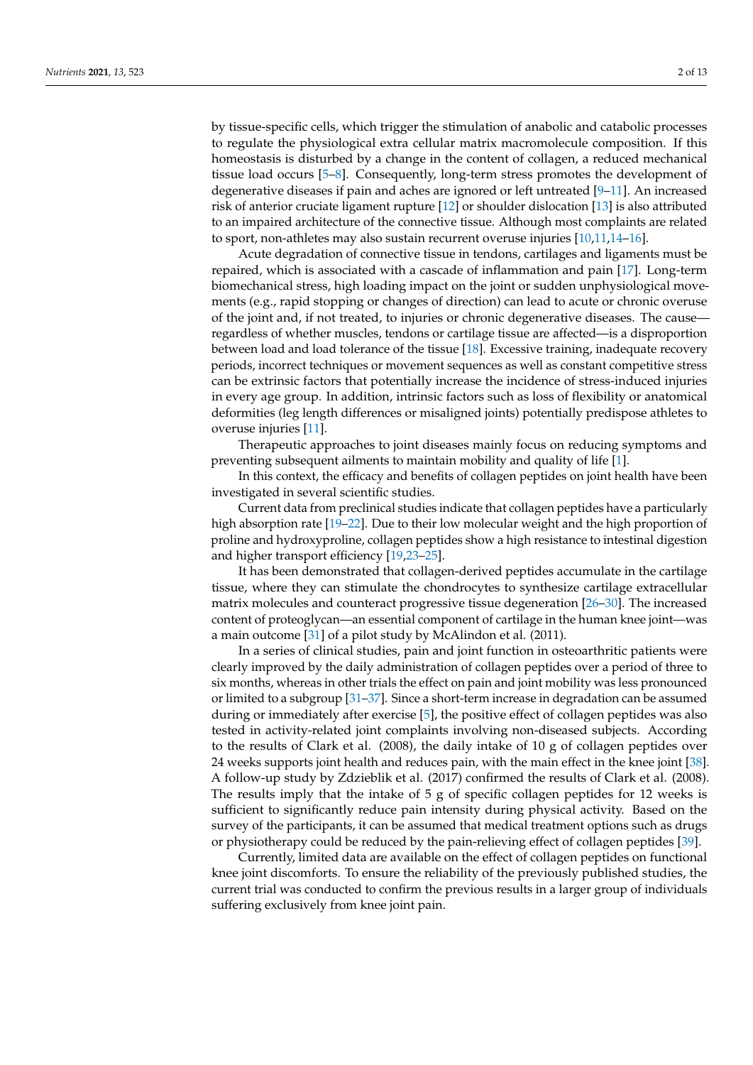by tissue-specific cells, which trigger the stimulation of anabolic and catabolic processes to regulate the physiological extra cellular matrix macromolecule composition. If this homeostasis is disturbed by a change in the content of collagen, a reduced mechanical tissue load occurs [5–8]. Consequently, long-term stress promotes the development of degenerative diseases if pain and aches are ignored or left untreated [9–11]. An increased risk of anterior cruciate ligament rupture [12] or shoulder dislocation [13] is also attributed to an impaired architecture of the connective tissue. Although most complaints are related to sport, non-athletes may also sustain recurrent overuse injuries [10,11,14–16].

Acute degradation of connective tissue in tendons, cartilages and ligaments must be repaired, which is associated with a cascade of inflammation and pain [17]. Long-term biomechanical stress, high loading impact on the joint or sudden unphysiological movements (e.g., rapid stopping or changes of direction) can lead to acute or chronic overuse of the joint and, if not treated, to injuries or chronic degenerative diseases. The cause—regardless of whether muscles, tendons or cartilage tissue are affected—is a disproportion between load and load tolerance of the tissue [18]. Excessive training, inadequate recovery periods, incorrect techniques or movement sequences as well as constant competitive stress can be extrinsic factors that potentially increase the incidence of stress-induced injuries in every age group. In addition, intrinsic factors such as loss of flexibility or anatomical deformities (leg length differences or misaligned joints) potentially predispose athletes to overuse injuries [11].

Therapeutic approaches to joint diseases mainly focus on reducing symptoms and preventing subsequent ailments to maintain mobility and quality of life [1].

In this context, the efficacy and benefits of collagen peptides on joint health have been investigated in several scientific studies.

Current data from preclinical studies indicate that collagen peptides have a particularly high absorption rate [19–22]. Due to their low molecular weight and the high proportion of proline and hydroxyproline, collagen peptides show a high resistance to intestinal digestion and higher transport efficiency [19,23–25].

It has been demonstrated that collagen-derived peptides accumulate in the cartilage tissue, where they can stimulate the chondrocytes to synthesize cartilage extracellular matrix molecules and counteract progressive tissue degeneration [26–30]. The increased content of proteoglycan—an essential component of cartilage in the human knee joint—was a main outcome [31] of a pilot study by McAlindon et al. (2011).

In a series of clinical studies, pain and joint function in osteoarthritic patients were clearly improved by the daily administration of collagen peptides over a period of three to six months, whereas in other trials the effect on pain and joint mobility was less pronounced or limited to a subgroup [31–37]. Since a short-term increase in degradation can be assumed during or immediately after exercise [5], the positive effect of collagen peptides was also tested in activity-related joint complaints involving non-diseased subjects. According to the results of Clark et al. (2008), the daily intake of 10 g of collagen peptides over 24 weeks supports joint health and reduces pain, with the main effect in the knee joint [38]. A follow-up study by Zdzieblik et al. (2017) confirmed the results of Clark et al. (2008). The results imply that the intake of 5 g of specific collagen peptides for 12 weeks is sufficient to significantly reduce pain intensity during physical activity. Based on the survey of the participants, it can be assumed that medical treatment options such as drugs or physiotherapy could be reduced by the pain-relieving effect of collagen peptides [39].

Currently, limited data are available on the effect of collagen peptides on functional knee joint discomforts. To ensure the reliability of the previously published studies, the current trial was conducted to confirm the previous results in a larger group of individuals suffering exclusively from knee joint pain.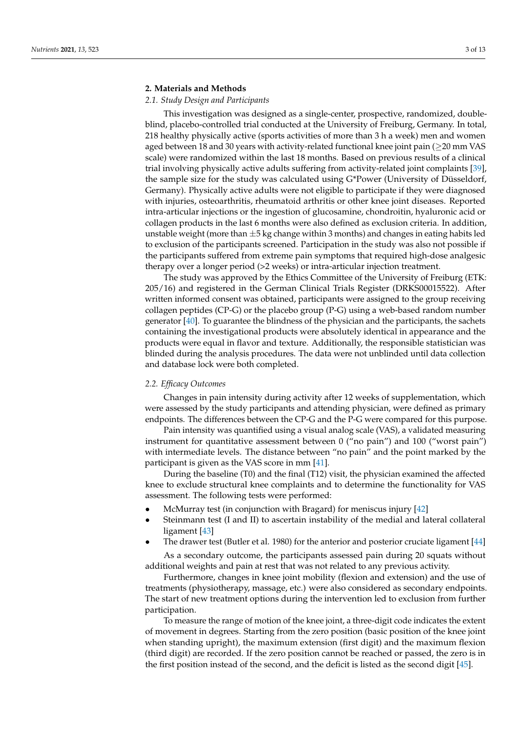## 2. Materials and Methods

### 2.1. Study Design and Participants

This investigation was designed as a single-center, prospective, randomized, double-blind, placebo-controlled trial conducted at the University of Freiburg, Germany. In total, 218 healthy physically active (sports activities of more than 3 h a week) men and women aged between 18 and 30 years with activity-related functional knee joint pain ($\geq$20 mm VAS scale) were randomized within the last 18 months. Based on previous results of a clinical trial involving physically active adults suffering from activity-related joint complaints [39], the sample size for the study was calculated using G*Power (University of Düsseldorf, Germany). Physically active adults were not eligible to participate if they were diagnosed with injuries, osteoarthritis, rheumatoid arthritis or other knee joint diseases. Reported intra-articular injections or the ingestion of glucosamine, chondroitin, hyaluronic acid or collagen products in the last 6 months were also defined as exclusion criteria. In addition, unstable weight (more than $\pm$5 kg change within 3 months) and changes in eating habits led to exclusion of the participants screened. Participation in the study was also not possible if the participants suffered from extreme pain symptoms that required high-dose analgesic therapy over a longer period (>2 weeks) or intra-articular injection treatment.

The study was approved by the Ethics Committee of the University of Freiburg (ETK: 205/16) and registered in the German Clinical Trials Register (DRKS00015522). After written informed consent was obtained, participants were assigned to the group receiving collagen peptides (CP-G) or the placebo group (P-G) using a web-based random number generator [40]. To guarantee the blindness of the physician and the participants, the sachets containing the investigational products were absolutely identical in appearance and the products were equal in flavor and texture. Additionally, the responsible statistician was blinded during the analysis procedures. The data were not unblinded until data collection and database lock were both completed.

### 2.2. Efficacy Outcomes

Changes in pain intensity during activity after 12 weeks of supplementation, which were assessed by the study participants and attending physician, were defined as primary endpoints. The differences between the CP-G and the P-G were compared for this purpose.

Pain intensity was quantified using a visual analog scale (VAS), a validated measuring instrument for quantitative assessment between 0 ("no pain") and 100 ("worst pain") with intermediate levels. The distance between "no pain" and the point marked by the participant is given as the VAS score in mm [41].

During the baseline (T0) and the final (T12) visit, the physician examined the affected knee to exclude structural knee complaints and to determine the functionality for VAS assessment. The following tests were performed:

- McMurray test (in conjunction with Bragard) for meniscus injury [42]
- Steinmann test (I and II) to ascertain instability of the medial and lateral collateral ligament [43]
- The drawer test (Butler et al. 1980) for the anterior and posterior cruciate ligament [44]

As a secondary outcome, the participants assessed pain during 20 squats without additional weights and pain at rest that was not related to any previous activity.

Furthermore, changes in knee joint mobility (flexion and extension) and the use of treatments (physiotherapy, massage, etc.) were also considered as secondary endpoints. The start of new treatment options during the intervention led to exclusion from further participation.

To measure the range of motion of the knee joint, a three-digit code indicates the extent of movement in degrees. Starting from the zero position (basic position of the knee joint when standing upright), the maximum extension (first digit) and the maximum flexion (third digit) are recorded. If the zero position cannot be reached or passed, the zero is in the first position instead of the second, and the deficit is listed as the second digit [45].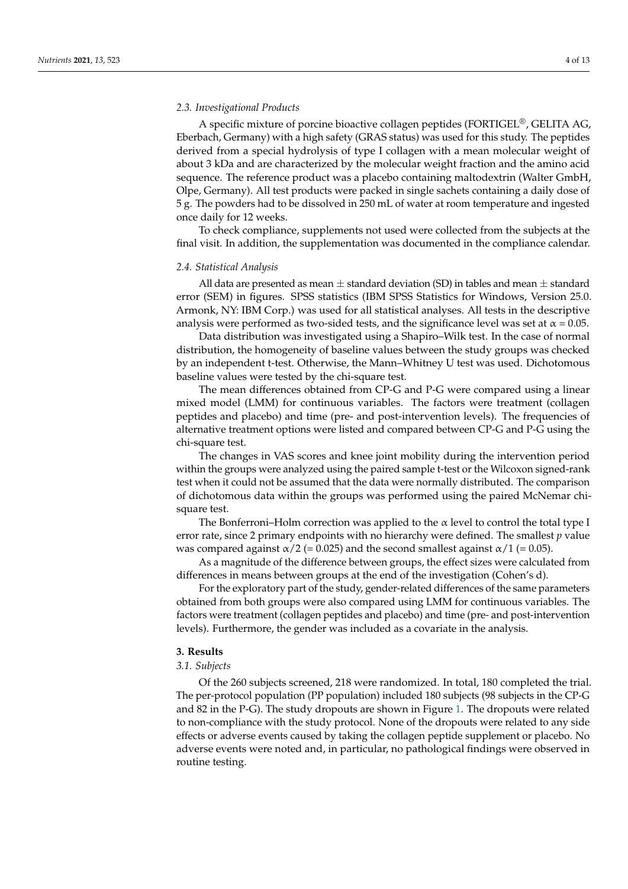### 2.3. Investigational Products

A specific mixture of porcine bioactive collagen peptides (FORTIGEL®, GELITA AG, Eberbach, Germany) with a high safety (GRAS status) was used for this study. The peptides derived from a special hydrolysis of type I collagen with a mean molecular weight of about 3 kDa and are characterized by the molecular weight fraction and the amino acid sequence. The reference product was a placebo containing maltodextrin (Walter GmbH, Olpe, Germany). All test products were packed in single sachets containing a daily dose of 5 g. The powders had to be dissolved in 250 mL of water at room temperature and ingested once daily for 12 weeks.

To check compliance, supplements not used were collected from the subjects at the final visit. In addition, the supplementation was documented in the compliance calendar.

### 2.4. Statistical Analysis

All data are presented as mean ± standard deviation (SD) in tables and mean ± standard error (SEM) in figures. SPSS statistics (IBM SPSS Statistics for Windows, Version 25.0. Armonk, NY: IBM Corp.) was used for all statistical analyses. All tests in the descriptive analysis were performed as two-sided tests, and the significance level was set at $\alpha = 0.05$.

Data distribution was investigated using a Shapiro–Wilk test. In the case of normal distribution, the homogeneity of baseline values between the study groups was checked by an independent t-test. Otherwise, the Mann–Whitney U test was used. Dichotomous baseline values were tested by the chi-square test.

The mean differences obtained from CP-G and P-G were compared using a linear mixed model (LMM) for continuous variables. The factors were treatment (collagen peptides and placebo) and time (pre- and post-intervention levels). The frequencies of alternative treatment options were listed and compared between CP-G and P-G using the chi-square test.

The changes in VAS scores and knee joint mobility during the intervention period within the groups were analyzed using the paired sample t-test or the Wilcoxon signed-rank test when it could not be assumed that the data were normally distributed. The comparison of dichotomous data within the groups was performed using the paired McNemar chi-square test.

The Bonferroni–Holm correction was applied to the $\alpha$ level to control the total type I error rate, since 2 primary endpoints with no hierarchy were defined. The smallest $p$ value was compared against $\alpha/2$ (= 0.025) and the second smallest against $\alpha/1$ (= 0.05).

As a magnitude of the difference between groups, the effect sizes were calculated from differences in means between groups at the end of the investigation (Cohen's d).

For the exploratory part of the study, gender-related differences of the same parameters obtained from both groups were also compared using LMM for continuous variables. The factors were treatment (collagen peptides and placebo) and time (pre- and post-intervention levels). Furthermore, the gender was included as a covariate in the analysis.

## 3. Results

### 3.1. Subjects

Of the 260 subjects screened, 218 were randomized. In total, 180 completed the trial. The per-protocol population (PP population) included 180 subjects (98 subjects in the CP-G and 82 in the P-G). The study dropouts are shown in Figure 1. The dropouts were related to non-compliance with the study protocol. None of the dropouts were related to any side effects or adverse events caused by taking the collagen peptide supplement or placebo. No adverse events were noted and, in particular, no pathological findings were observed in routine testing.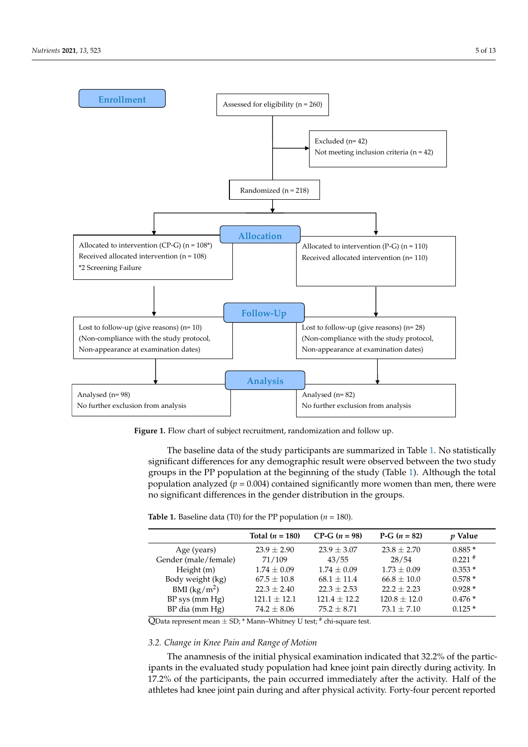Enrollment

Assessed for eligibility (n = 260)

Excluded (n= 42)
Not meeting inclusion criteria (n = 42)

Randomized (n = 218)

Allocation

Allocated to intervention (CP-G) (n = 108*)
Received allocated intervention (n = 108)
*2 Screening Failure

Allocated to intervention (P-G) (n = 110)
Received allocated intervention (n= 110)

Follow-Up

Lost to follow-up (give reasons) (n= 10)
(Non-compliance with the study protocol, Non-appearance at examination dates)

Lost to follow-up (give reasons) (n= 28)
(Non-compliance with the study protocol, Non-appearance at examination dates)

Analysis

Analysed (n= 98)
No further exclusion from analysis

Analysed (n= 82)
No further exclusion from analysis

**Figure 1.** Flow chart of subject recruitment, randomization and follow up.

The baseline data of the study participants are summarized in Table 1. No statistically significant differences for any demographic result were observed between the two study groups in the PP population at the beginning of the study (Table 1). Although the total population analyzed ($p = 0.004$) contained significantly more women than men, there were no significant differences in the gender distribution in the groups.

**Table 1.** Baseline data (T0) for the PP population ($n = 180$).

| | Total ($n = 180$) | CP-G ($n = 98$) | P-G ($n = 82$) | $p$ Value |
|---|---|---|---|---|
| Age (years) | 23.9 ± 2.90 | 23.9 ± 3.07 | 23.8 ± 2.70 | 0.885 * |
| Gender (male/female) | 71/109 | 43/55 | 28/54 | 0.221 # |
| Height (m) | 1.74 ± 0.09 | 1.74 ± 0.09 | 1.73 ± 0.09 | 0.353 * |
| Body weight (kg) | 67.5 ± 10.8 | 68.1 ± 11.4 | 66.8 ± 10.0 | 0.578 * |
| BMI (kg/m$^2$) | 22.3 ± 2.40 | 22.3 ± 2.53 | 22.2 ± 2.23 | 0.928 * |
| BP sys (mm Hg) | 121.1 ± 12.1 | 121.4 ± 12.2 | 120.8 ± 12.0 | 0.476 * |
| BP dia (mm Hg) | 74.2 ± 8.06 | 75.2 ± 8.71 | 73.1 ± 7.10 | 0.125 * |

QData represent mean ± SD; * Mann–Whitney U test; # chi-square test.

### 3.2. Change in Knee Pain and Range of Motion

The anamnesis of the initial physical examination indicated that 32.2% of the participants in the evaluated study population had knee joint pain directly during activity. In 17.2% of the participants, the pain occurred immediately after the activity. Half of the athletes had knee joint pain during and after physical activity. Forty-four percent reported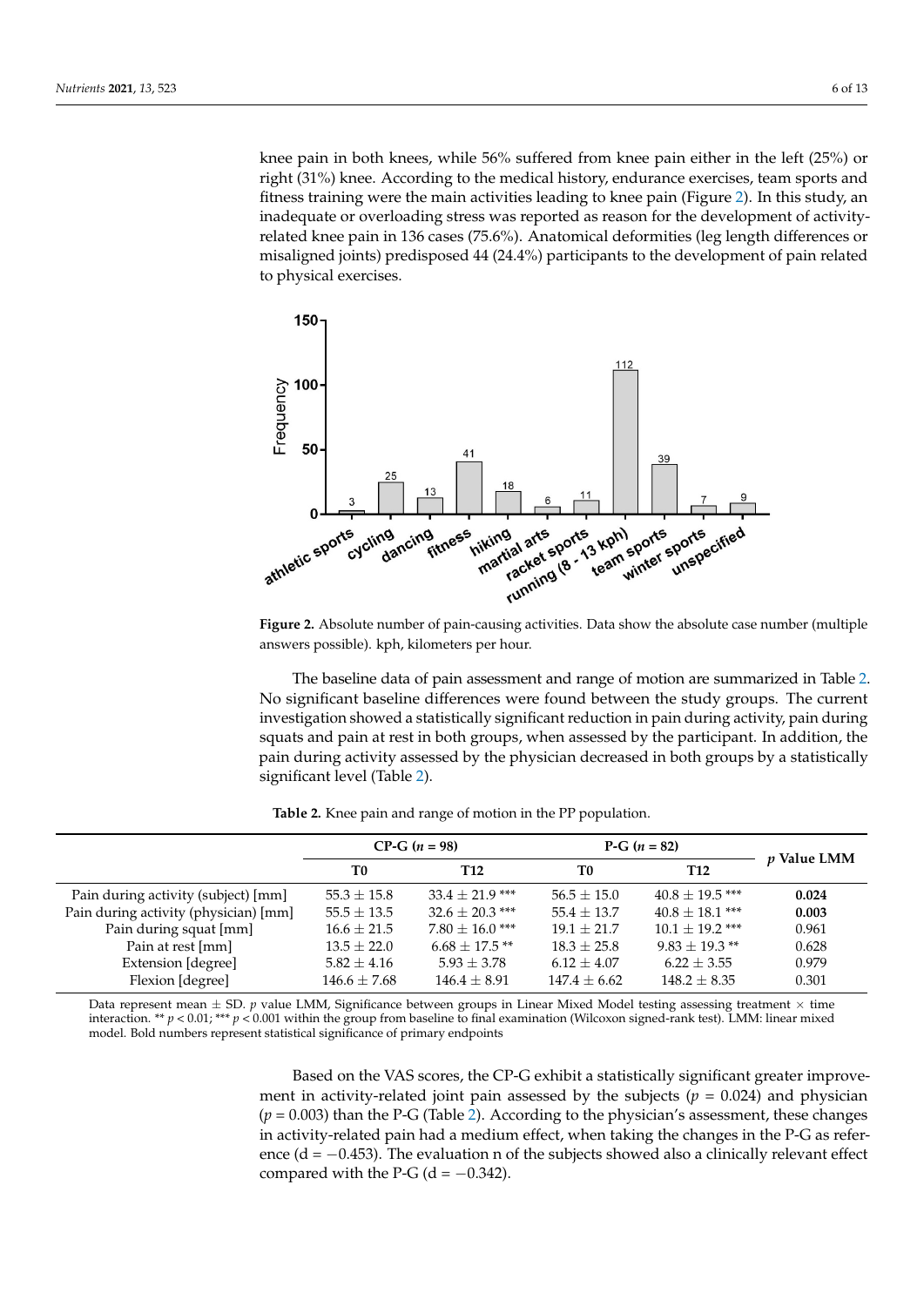knee pain in both knees, while 56% suffered from knee pain either in the left (25%) or right (31%) knee. According to the medical history, endurance exercises, team sports and fitness training were the main activities leading to knee pain (Figure 2). In this study, an inadequate or overloading stress was reported as reason for the development of activity-related knee pain in 136 cases (75.6%). Anatomical deformities (leg length differences or misaligned joints) predisposed 44 (24.4%) participants to the development of pain related to physical exercises.

**Figure 2.** Absolute number of pain-causing activities. Data show the absolute case number (multiple answers possible). kph, kilometers per hour.

The baseline data of pain assessment and range of motion are summarized in Table 2. No significant baseline differences were found between the study groups. The current investigation showed a statistically significant reduction in pain during activity, pain during squats and pain at rest in both groups, when assessed by the participant. In addition, the pain during activity assessed by the physician decreased in both groups by a statistically significant level (Table 2).

**Table 2.** Knee pain and range of motion in the PP population.

| | CP-G ($n$ = 98) | | P-G ($n$ = 82) | | $p$ Value LMM |
|---|---|---|---|---|---|
| | T0 | T12 | T0 | T12 | |
| Pain during activity (subject) [mm] | 55.3 ± 15.8 | 33.4 ± 21.9 *** | 56.5 ± 15.0 | 40.8 ± 19.5 *** | **0.024** |
| Pain during activity (physician) [mm] | 55.5 ± 13.5 | 32.6 ± 20.3 *** | 55.4 ± 13.7 | 40.8 ± 18.1 *** | **0.003** |
| Pain during squat [mm] | 16.6 ± 21.5 | 7.80 ± 16.0 *** | 19.1 ± 21.7 | 10.1 ± 19.2 *** | 0.961 |
| Pain at rest [mm] | 13.5 ± 22.0 | 6.68 ± 17.5 ** | 18.3 ± 25.8 | 9.83 ± 19.3 ** | 0.628 |
| Extension [degree] | 5.82 ± 4.16 | 5.93 ± 3.78 | 6.12 ± 4.07 | 6.22 ± 3.55 | 0.979 |
| Flexion [degree] | 146.6 ± 7.68 | 146.4 ± 8.91 | 147.4 ± 6.62 | 148.2 ± 8.35 | 0.301 |

Data represent mean ± SD. $p$ value LMM, Significance between groups in Linear Mixed Model testing assessing treatment × time interaction. ** $p < 0.01$; *** $p < 0.001$ within the group from baseline to final examination (Wilcoxon signed-rank test). LMM: linear mixed model. Bold numbers represent statistical significance of primary endpoints

Based on the VAS scores, the CP-G exhibit a statistically significant greater improvement in activity-related joint pain assessed by the subjects ($p$ = 0.024) and physician ($p$ = 0.003) than the P-G (Table 2). According to the physician's assessment, these changes in activity-related pain had a medium effect, when taking the changes in the P-G as reference (d = −0.453). The evaluation n of the subjects showed also a clinically relevant effect compared with the P-G (d = −0.342).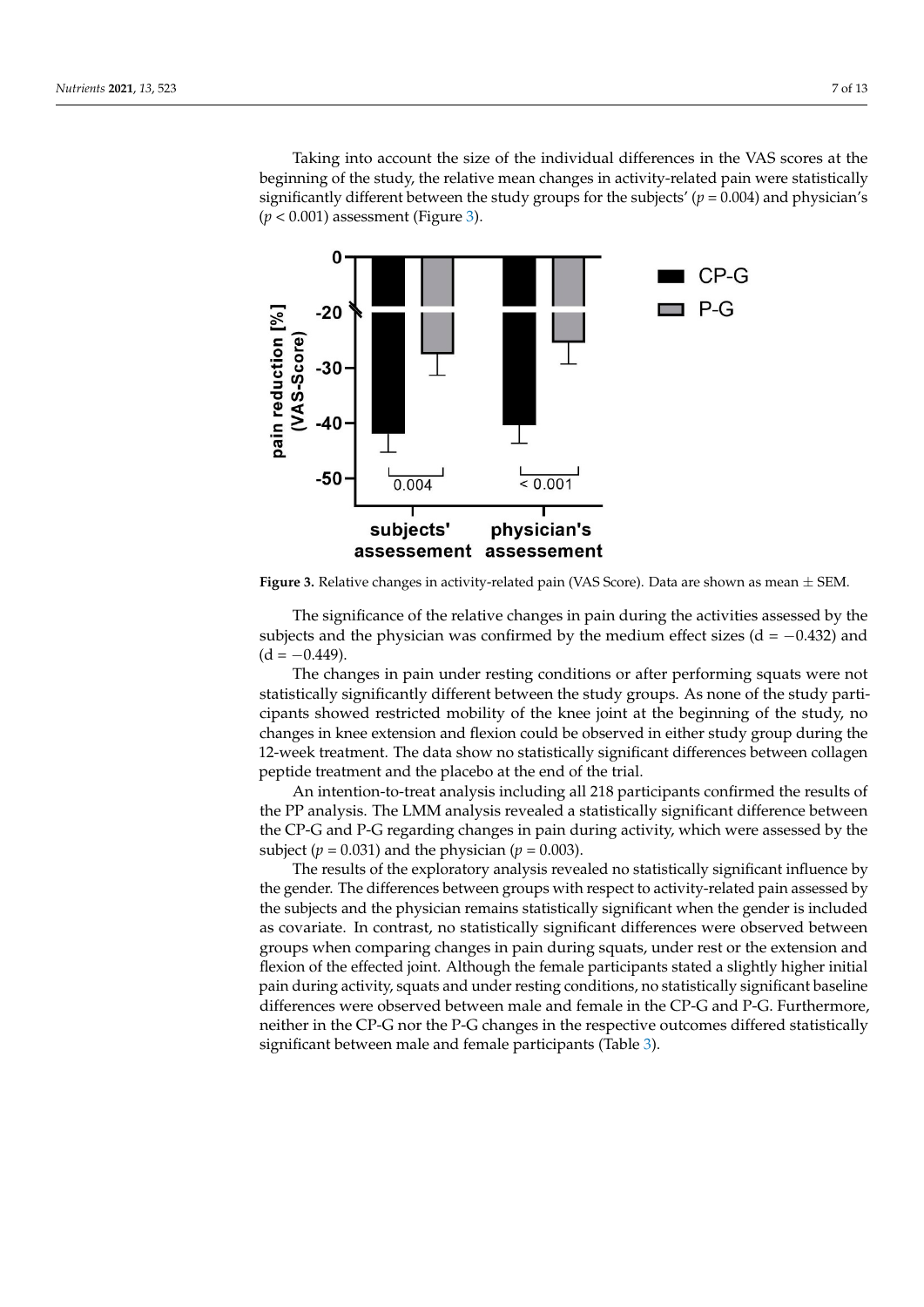Taking into account the size of the individual differences in the VAS scores at the beginning of the study, the relative mean changes in activity-related pain were statistically significantly different between the study groups for the subjects' ($p = 0.004$) and physician's ($p < 0.001$) assessment (Figure 3).

**Figure 3.** Relative changes in activity-related pain (VAS Score). Data are shown as mean ± SEM.

The significance of the relative changes in pain during the activities assessed by the subjects and the physician was confirmed by the medium effect sizes (d = −0.432) and (d = −0.449).

The changes in pain under resting conditions or after performing squats were not statistically significantly different between the study groups. As none of the study participants showed restricted mobility of the knee joint at the beginning of the study, no changes in knee extension and flexion could be observed in either study group during the 12-week treatment. The data show no statistically significant differences between collagen peptide treatment and the placebo at the end of the trial.

An intention-to-treat analysis including all 218 participants confirmed the results of the PP analysis. The LMM analysis revealed a statistically significant difference between the CP-G and P-G regarding changes in pain during activity, which were assessed by the subject ($p = 0.031$) and the physician ($p = 0.003$).

The results of the exploratory analysis revealed no statistically significant influence by the gender. The differences between groups with respect to activity-related pain assessed by the subjects and the physician remains statistically significant when the gender is included as covariate. In contrast, no statistically significant differences were observed between groups when comparing changes in pain during squats, under rest or the extension and flexion of the effected joint. Although the female participants stated a slightly higher initial pain during activity, squats and under resting conditions, no statistically significant baseline differences were observed between male and female in the CP-G and P-G. Furthermore, neither in the CP-G nor the P-G changes in the respective outcomes differed statistically significant between male and female participants (Table 3).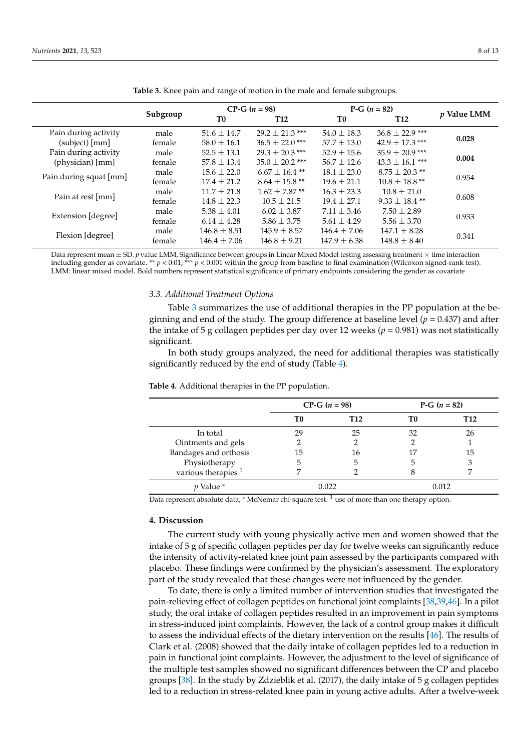**Table 3.** Knee pain and range of motion in the male and female subgroups.

| | Subgroup | CP-G ($n$ = 98) | | P-G ($n$ = 82) | | $p$ Value LMM |
|---|---|---|---|---|---|---|
| | | T0 | T12 | T0 | T12 | |
| Pain during activity (subject) [mm] | male | 51.6 ± 14.7 | 29.2 ± 21.3 *** | 54.0 ± 18.3 | 36.8 ± 22.9 *** | **0.028** |
| | female | 58.0 ± 16.1 | 36.5 ± 22.0 *** | 57.7 ± 13.0 | 42.9 ± 17.3 *** | |
| Pain during activity (physician) [mm] | male | 52.5 ± 13.1 | 29.3 ± 20.3 *** | 52.9 ± 15.6 | 35.9 ± 20.9 *** | **0.004** |
| | female | 57.8 ± 13.4 | 35.0 ± 20.2 *** | 56.7 ± 12.6 | 43.3 ± 16.1 *** | |
| Pain during squat [mm] | male | 15.6 ± 22.0 | 6.67 ± 16.4 ** | 18.1 ± 23.0 | 8.75 ± 20.3 ** | 0.954 |
| | female | 17.4 ± 21.2 | 8.64 ± 15.8 ** | 19.6 ± 21.1 | 10.8 ± 18.8 ** | |
| Pain at rest [mm] | male | 11.7 ± 21.8 | 1.62 ± 7.87 ** | 16.3 ± 23.3 | 10.8 ± 21.0 | 0.608 |
| | female | 14.8 ± 22.3 | 10.5 ± 21.5 | 19.4 ± 27.1 | 9.33 ± 18.4 ** | |
| Extension [degree] | male | 5.38 ± 4.01 | 6.02 ± 3.87 | 7.11 ± 3.46 | 7.50 ± 2.89 | 0.933 |
| | female | 6.14 ± 4.28 | 5.86 ± 3.75 | 5.61 ± 4.29 | 5.56 ± 3.70 | |
| Flexion [degree] | male | 146.8 ± 8.51 | 145.9 ± 8.57 | 146.4 ± 7.06 | 147.1 ± 8.28 | 0.341 |
| | female | 146.4 ± 7.06 | 146.8 ± 9.21 | 147.9 ± 6.38 | 148.8 ± 8.40 | |

Data represent mean ± SD. $p$ value LMM, Significance between groups in Linear Mixed Model testing assessing treatment × time interaction including gender as covariate. ** $p < 0.01$; *** $p < 0.001$ within the group from baseline to final examination (Wilcoxon signed-rank test). LMM: linear mixed model. Bold numbers represent statistical significance of primary endpoints considering the gender as covariate

### 3.3. Additional Treatment Options

Table 3 summarizes the use of additional therapies in the PP population at the beginning and end of the study. The group difference at baseline level ($p = 0.437$) and after the intake of 5 g collagen peptides per day over 12 weeks ($p = 0.981$) was not statistically significant.

In both study groups analyzed, the need for additional therapies was statistically significantly reduced by the end of study (Table 4).

**Table 4.** Additional therapies in the PP population.

| | CP-G ($n$ = 98) | | P-G ($n$ = 82) | |
|---|---|---|---|---|
| | T0 | T12 | T0 | T12 |
| In total | 29 | 25 | 32 | 26 |
| Ointments and gels | 2 | 2 | 2 | 1 |
| Bandages and orthosis | 15 | 16 | 17 | 15 |
| Physiotherapy | 5 | 5 | 5 | 3 |
| various therapies [1] | 7 | 2 | 8 | 7 |
| $p$ Value * | 0.022 | | 0.012 | |

Data represent absolute data; * McNemar chi-square test. [1] use of more than one therapy option.

## 4. Discussion

The current study with young physically active men and women showed that the intake of 5 g of specific collagen peptides per day for twelve weeks can significantly reduce the intensity of activity-related knee joint pain assessed by the participants compared with placebo. These findings were confirmed by the physician's assessment. The exploratory part of the study revealed that these changes were not influenced by the gender.

To date, there is only a limited number of intervention studies that investigated the pain-relieving effect of collagen peptides on functional joint complaints [38,39,46]. In a pilot study, the oral intake of collagen peptides resulted in an improvement in pain symptoms in stress-induced joint complaints. However, the lack of a control group makes it difficult to assess the individual effects of the dietary intervention on the results [46]. The results of Clark et al. (2008) showed that the daily intake of collagen peptides led to a reduction in pain in functional joint complaints. However, the adjustment to the level of significance of the multiple test samples showed no significant differences between the CP and placebo groups [38]. In the study by Zdzieblik et al. (2017), the daily intake of 5 g collagen peptides led to a reduction in stress-related knee pain in young active adults. After a twelve-week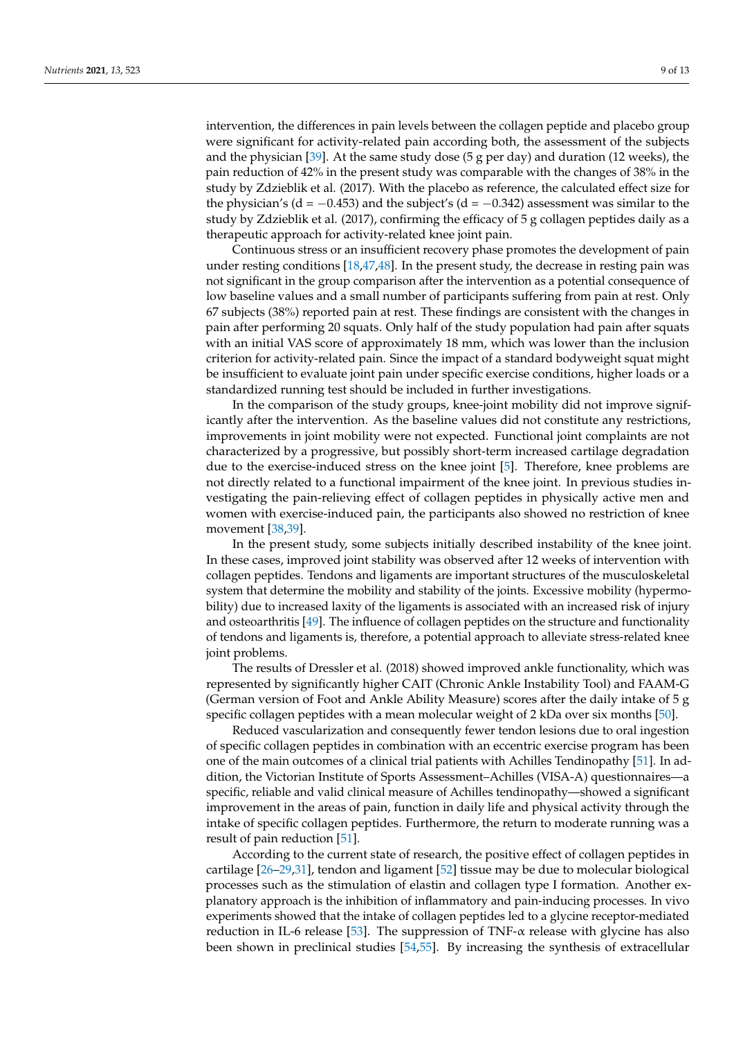intervention, the differences in pain levels between the collagen peptide and placebo group were significant for activity-related pain according both, the assessment of the subjects and the physician [39]. At the same study dose (5 g per day) and duration (12 weeks), the pain reduction of 42% in the present study was comparable with the changes of 38% in the study by Zdzieblik et al. (2017). With the placebo as reference, the calculated effect size for the physician's ($d = -0.453$) and the subject's ($d = -0.342$) assessment was similar to the study by Zdzieblik et al. (2017), confirming the efficacy of 5 g collagen peptides daily as a therapeutic approach for activity-related knee joint pain.

Continuous stress or an insufficient recovery phase promotes the development of pain under resting conditions [18,47,48]. In the present study, the decrease in resting pain was not significant in the group comparison after the intervention as a potential consequence of low baseline values and a small number of participants suffering from pain at rest. Only 67 subjects (38%) reported pain at rest. These findings are consistent with the changes in pain after performing 20 squats. Only half of the study population had pain after squats with an initial VAS score of approximately 18 mm, which was lower than the inclusion criterion for activity-related pain. Since the impact of a standard bodyweight squat might be insufficient to evaluate joint pain under specific exercise conditions, higher loads or a standardized running test should be included in further investigations.

In the comparison of the study groups, knee-joint mobility did not improve significantly after the intervention. As the baseline values did not constitute any restrictions, improvements in joint mobility were not expected. Functional joint complaints are not characterized by a progressive, but possibly short-term increased cartilage degradation due to the exercise-induced stress on the knee joint [5]. Therefore, knee problems are not directly related to a functional impairment of the knee joint. In previous studies investigating the pain-relieving effect of collagen peptides in physically active men and women with exercise-induced pain, the participants also showed no restriction of knee movement [38,39].

In the present study, some subjects initially described instability of the knee joint. In these cases, improved joint stability was observed after 12 weeks of intervention with collagen peptides. Tendons and ligaments are important structures of the musculoskeletal system that determine the mobility and stability of the joints. Excessive mobility (hypermobility) due to increased laxity of the ligaments is associated with an increased risk of injury and osteoarthritis [49]. The influence of collagen peptides on the structure and functionality of tendons and ligaments is, therefore, a potential approach to alleviate stress-related knee joint problems.

The results of Dressler et al. (2018) showed improved ankle functionality, which was represented by significantly higher CAIT (Chronic Ankle Instability Tool) and FAAM-G (German version of Foot and Ankle Ability Measure) scores after the daily intake of 5 g specific collagen peptides with a mean molecular weight of 2 kDa over six months [50].

Reduced vascularization and consequently fewer tendon lesions due to oral ingestion of specific collagen peptides in combination with an eccentric exercise program has been one of the main outcomes of a clinical trial patients with Achilles Tendinopathy [51]. In addition, the Victorian Institute of Sports Assessment–Achilles (VISA-A) questionnaires—a specific, reliable and valid clinical measure of Achilles tendinopathy—showed a significant improvement in the areas of pain, function in daily life and physical activity through the intake of specific collagen peptides. Furthermore, the return to moderate running was a result of pain reduction [51].

According to the current state of research, the positive effect of collagen peptides in cartilage [26–29,31], tendon and ligament [52] tissue may be due to molecular biological processes such as the stimulation of elastin and collagen type I formation. Another explanatory approach is the inhibition of inflammatory and pain-inducing processes. In vivo experiments showed that the intake of collagen peptides led to a glycine receptor-mediated reduction in IL-6 release [53]. The suppression of TNF-$\alpha$ release with glycine has also been shown in preclinical studies [54,55]. By increasing the synthesis of extracellular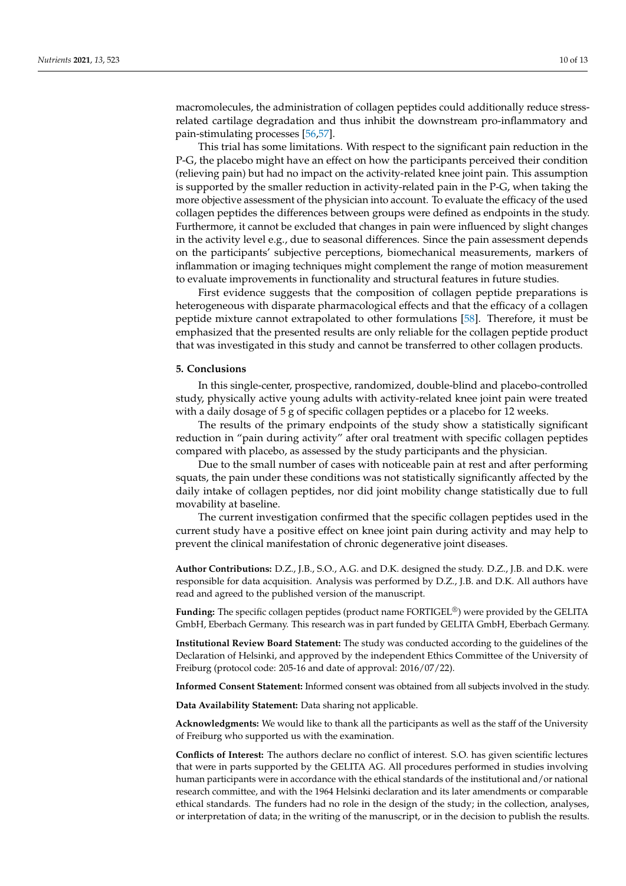macromolecules, the administration of collagen peptides could additionally reduce stress-related cartilage degradation and thus inhibit the downstream pro-inflammatory and pain-stimulating processes [56,57].

This trial has some limitations. With respect to the significant pain reduction in the P-G, the placebo might have an effect on how the participants perceived their condition (relieving pain) but had no impact on the activity-related knee joint pain. This assumption is supported by the smaller reduction in activity-related pain in the P-G, when taking the more objective assessment of the physician into account. To evaluate the efficacy of the used collagen peptides the differences between groups were defined as endpoints in the study. Furthermore, it cannot be excluded that changes in pain were influenced by slight changes in the activity level e.g., due to seasonal differences. Since the pain assessment depends on the participants' subjective perceptions, biomechanical measurements, markers of inflammation or imaging techniques might complement the range of motion measurement to evaluate improvements in functionality and structural features in future studies.

First evidence suggests that the composition of collagen peptide preparations is heterogeneous with disparate pharmacological effects and that the efficacy of a collagen peptide mixture cannot extrapolated to other formulations [58]. Therefore, it must be emphasized that the presented results are only reliable for the collagen peptide product that was investigated in this study and cannot be transferred to other collagen products.

## 5. Conclusions

In this single-center, prospective, randomized, double-blind and placebo-controlled study, physically active young adults with activity-related knee joint pain were treated with a daily dosage of 5 g of specific collagen peptides or a placebo for 12 weeks.

The results of the primary endpoints of the study show a statistically significant reduction in "pain during activity" after oral treatment with specific collagen peptides compared with placebo, as assessed by the study participants and the physician.

Due to the small number of cases with noticeable pain at rest and after performing squats, the pain under these conditions was not statistically significantly affected by the daily intake of collagen peptides, nor did joint mobility change statistically due to full movability at baseline.

The current investigation confirmed that the specific collagen peptides used in the current study have a positive effect on knee joint pain during activity and may help to prevent the clinical manifestation of chronic degenerative joint diseases.

**Author Contributions:** D.Z., J.B., S.O., A.G. and D.K. designed the study. D.Z., J.B. and D.K. were responsible for data acquisition. Analysis was performed by D.Z., J.B. and D.K. All authors have read and agreed to the published version of the manuscript.

**Funding:** The specific collagen peptides (product name FORTIGEL®) were provided by the GELITA GmbH, Eberbach Germany. This research was in part funded by GELITA GmbH, Eberbach Germany.

**Institutional Review Board Statement:** The study was conducted according to the guidelines of the Declaration of Helsinki, and approved by the independent Ethics Committee of the University of Freiburg (protocol code: 205-16 and date of approval: 2016/07/22).

**Informed Consent Statement:** Informed consent was obtained from all subjects involved in the study.

**Data Availability Statement:** Data sharing not applicable.

**Acknowledgments:** We would like to thank all the participants as well as the staff of the University of Freiburg who supported us with the examination.

**Conflicts of Interest:** The authors declare no conflict of interest. S.O. has given scientific lectures that were in parts supported by the GELITA AG. All procedures performed in studies involving human participants were in accordance with the ethical standards of the institutional and/or national research committee, and with the 1964 Helsinki declaration and its later amendments or comparable ethical standards. The funders had no role in the design of the study; in the collection, analyses, or interpretation of data; in the writing of the manuscript, or in the decision to publish the results.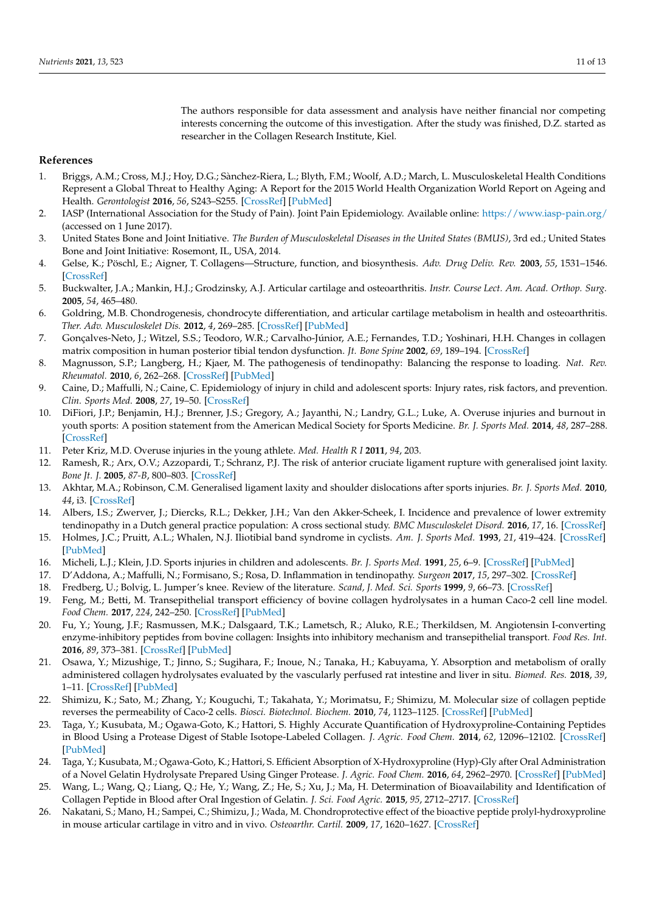The authors responsible for data assessment and analysis have neither financial nor competing interests concerning the outcome of this investigation. After the study was finished, D.Z. started as researcher in the Collagen Research Institute, Kiel.

## References

1. Briggs, A.M.; Cross, M.J.; Hoy, D.G.; Sànchez-Riera, L.; Blyth, F.M.; Woolf, A.D.; March, L. Musculoskeletal Health Conditions Represent a Global Threat to Healthy Aging: A Report for the 2015 World Health Organization World Report on Ageing and Health. *Gerontologist* **2016**, *56*, S243–S255. [CrossRef] [PubMed]
2. IASP (International Association for the Study of Pain). Joint Pain Epidemiology. Available online: https://www.iasp-pain.org/ (accessed on 1 June 2017).
3. United States Bone and Joint Initiative. *The Burden of Musculoskeletal Diseases in the United States (BMUS)*, 3rd ed.; United States Bone and Joint Initiative: Rosemont, IL, USA, 2014.
4. Gelse, K.; Pöschl, E.; Aigner, T. Collagens—Structure, function, and biosynthesis. *Adv. Drug Deliv. Rev.* **2003**, *55*, 1531–1546. [CrossRef]
5. Buckwalter, J.A.; Mankin, H.J.; Grodzinsky, A.J. Articular cartilage and osteoarthritis. *Instr. Course Lect. Am. Acad. Orthop. Surg.* **2005**, *54*, 465–480.
6. Goldring, M.B. Chondrogenesis, chondrocyte differentiation, and articular cartilage metabolism in health and osteoarthritis. *Ther. Adv. Musculoskelet Dis.* **2012**, *4*, 269–285. [CrossRef] [PubMed]
7. Gonçalves-Neto, J.; Witzel, S.S.; Teodoro, W.R.; Carvalho-Júnior, A.E.; Fernandes, T.D.; Yoshinari, H.H. Changes in collagen matrix composition in human posterior tibial tendon dysfunction. *Jt. Bone Spine* **2002**, *69*, 189–194. [CrossRef]
8. Magnusson, S.P.; Langberg, H.; Kjaer, M. The pathogenesis of tendinopathy: Balancing the response to loading. *Nat. Rev. Rheumatol.* **2010**, *6*, 262–268. [CrossRef] [PubMed]
9. Caine, D.; Maffulli, N.; Caine, C. Epidemiology of injury in child and adolescent sports: Injury rates, risk factors, and prevention. *Clin. Sports Med.* **2008**, *27*, 19–50. [CrossRef]
10. DiFiori, J.P.; Benjamin, H.J.; Brenner, J.S.; Gregory, A.; Jayanthi, N.; Landry, G.L.; Luke, A. Overuse injuries and burnout in youth sports: A position statement from the American Medical Society for Sports Medicine. *Br. J. Sports Med.* **2014**, *48*, 287–288. [CrossRef]
11. Peter Kriz, M.D. Overuse injuries in the young athlete. *Med. Health R I* **2011**, *94*, 203.
12. Ramesh, R.; Arx, O.V.; Azzopardi, T.; Schranz, P.J. The risk of anterior cruciate ligament rupture with generalised joint laxity. *Bone Jt. J.* **2005**, *87-B*, 800–803. [CrossRef]
13. Akhtar, M.A.; Robinson, C.M. Generalised ligament laxity and shoulder dislocations after sports injuries. *Br. J. Sports Med.* **2010**, *44*, i3. [CrossRef]
14. Albers, I.S.; Zwerver, J.; Diercks, R.L.; Dekker, J.H.; Van den Akker-Scheek, I. Incidence and prevalence of lower extremity tendinopathy in a Dutch general practice population: A cross sectional study. *BMC Musculoskelet Disord.* **2016**, *17*, 16. [CrossRef]
15. Holmes, J.C.; Pruitt, A.L.; Whalen, N.J. Iliotibial band syndrome in cyclists. *Am. J. Sports Med.* **1993**, *21*, 419–424. [CrossRef] [PubMed]
16. Micheli, L.J.; Klein, J.D. Sports injuries in children and adolescents. *Br. J. Sports Med.* **1991**, *25*, 6–9. [CrossRef] [PubMed]
17. D'Addona, A.; Maffulli, N.; Formisano, S.; Rosa, D. Inflammation in tendinopathy. *Surgeon* **2017**, *15*, 297–302. [CrossRef]
18. Fredberg, U.; Bolvig, L. Jumper's knee. Review of the literature. *Scand, J. Med. Sci. Sports* **1999**, *9*, 66–73. [CrossRef]
19. Feng, M.; Betti, M. Transepithelial transport efficiency of bovine collagen hydrolysates in a human Caco-2 cell line model. *Food Chem.* **2017**, *224*, 242–250. [CrossRef] [PubMed]
20. Fu, Y.; Young, J.F.; Rasmussen, M.K.; Dalsgaard, T.K.; Lametsch, R.; Aluko, R.E.; Therkildsen, M. Angiotensin I-converting enzyme-inhibitory peptides from bovine collagen: Insights into inhibitory mechanism and transepithelial transport. *Food Res. Int.* **2016**, *89*, 373–381. [CrossRef] [PubMed]
21. Osawa, Y.; Mizushige, T.; Jinno, S.; Sugihara, F.; Inoue, N.; Tanaka, H.; Kabuyama, Y. Absorption and metabolism of orally administered collagen hydrolysates evaluated by the vascularly perfused rat intestine and liver in situ. *Biomed. Res.* **2018**, *39*, 1–11. [CrossRef] [PubMed]
22. Shimizu, K.; Sato, M.; Zhang, Y.; Kouguchi, T.; Takahata, Y.; Morimatsu, F.; Shimizu, M. Molecular size of collagen peptide reverses the permeability of Caco-2 cells. *Biosci. Biotechnol. Biochem.* **2010**, *74*, 1123–1125. [CrossRef] [PubMed]
23. Taga, Y.; Kusubata, M.; Ogawa-Goto, K.; Hattori, S. Highly Accurate Quantification of Hydroxyproline-Containing Peptides in Blood Using a Protease Digest of Stable Isotope-Labeled Collagen. *J. Agric. Food Chem.* **2014**, *62*, 12096–12102. [CrossRef] [PubMed]
24. Taga, Y.; Kusubata, M.; Ogawa-Goto, K.; Hattori, S. Efficient Absorption of X-Hydroxyproline (Hyp)-Gly after Oral Administration of a Novel Gelatin Hydrolysate Prepared Using Ginger Protease. *J. Agric. Food Chem.* **2016**, *64*, 2962–2970. [CrossRef] [PubMed]
25. Wang, L.; Wang, Q.; Liang, Q.; He, Y.; Wang, Z.; He, S.; Xu, J.; Ma, H. Determination of Bioavailability and Identification of Collagen Peptide in Blood after Oral Ingestion of Gelatin. *J. Sci. Food Agric.* **2015**, *95*, 2712–2717. [CrossRef]
26. Nakatani, S.; Mano, H.; Sampei, C.; Shimizu, J.; Wada, M. Chondroprotective effect of the bioactive peptide prolyl-hydroxyproline in mouse articular cartilage in vitro and in vivo. *Osteoarthr. Cartil.* **2009**, *17*, 1620–1627. [CrossRef]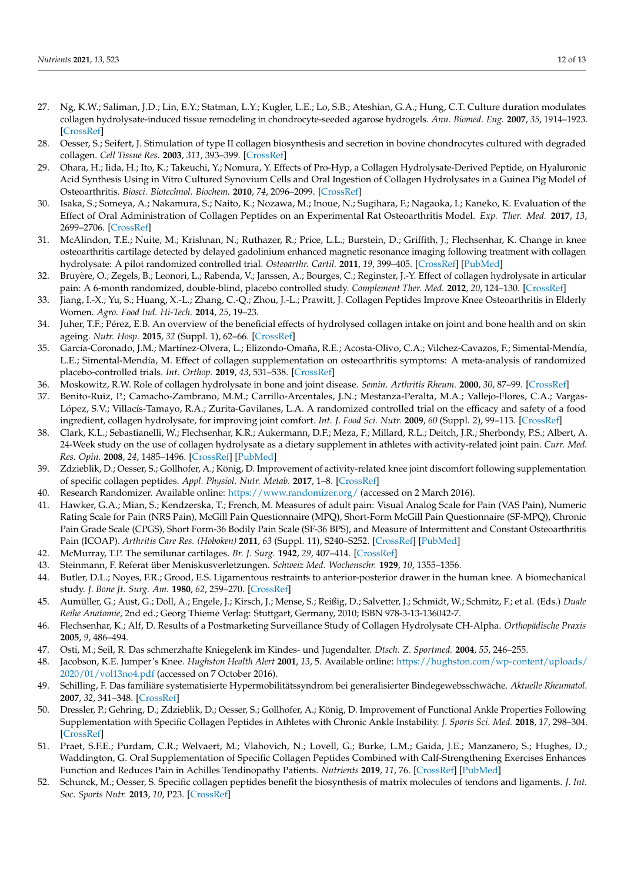27. Ng, K.W.; Saliman, J.D.; Lin, E.Y.; Statman, L.Y.; Kugler, L.E.; Lo, S.B.; Ateshian, G.A.; Hung, C.T. Culture duration modulates collagen hydrolysate-induced tissue remodeling in chondrocyte-seeded agarose hydrogels. *Ann. Biomed. Eng.* **2007**, *35*, 1914–1923. [CrossRef]
28. Oesser, S.; Seifert, J. Stimulation of type II collagen biosynthesis and secretion in bovine chondrocytes cultured with degraded collagen. *Cell Tissue Res.* **2003**, *311*, 393–399. [CrossRef]
29. Ohara, H.; Iida, H.; Ito, K.; Takeuchi, Y.; Nomura, Y. Effects of Pro-Hyp, a Collagen Hydrolysate-Derived Peptide, on Hyaluronic Acid Synthesis Using in Vitro Cultured Synovium Cells and Oral Ingestion of Collagen Hydrolysates in a Guinea Pig Model of Osteoarthritis. *Biosci. Biotechnol. Biochem.* **2010**, *74*, 2096–2099. [CrossRef]
30. Isaka, S.; Someya, A.; Nakamura, S.; Naito, K.; Nozawa, M.; Inoue, N.; Sugihara, F.; Nagaoka, I.; Kaneko, K. Evaluation of the Effect of Oral Administration of Collagen Peptides on an Experimental Rat Osteoarthritis Model. *Exp. Ther. Med.* **2017**, *13*, 2699–2706. [CrossRef]
31. McAlindon, T.E.; Nuite, M.; Krishnan, N.; Ruthazer, R.; Price, L.L.; Burstein, D.; Griffith, J.; Flechsenhar, K. Change in knee osteoarthritis cartilage detected by delayed gadolinium enhanced magnetic resonance imaging following treatment with collagen hydrolysate: A pilot randomized controlled trial. *Osteoarthr. Cartil.* **2011**, *19*, 399–405. [CrossRef] [PubMed]
32. Bruyère, O.; Zegels, B.; Leonori, L.; Rabenda, V.; Janssen, A.; Bourges, C.; Reginster, J.-Y. Effect of collagen hydrolysate in articular pain: A 6-month randomized, double-blind, placebo controlled study. *Complement Ther. Med.* **2012**, *20*, 124–130. [CrossRef]
33. Jiang, I.-X.; Yu, S.; Huang, X.-L.; Zhang, C.-Q.; Zhou, J.-L.; Prawitt, J. Collagen Peptides Improve Knee Osteoarthritis in Elderly Women. *Agro. Food Ind. Hi-Tech.* **2014**, *25*, 19–23.
34. Juher, T.F.; Pérez, E.B. An overview of the beneficial effects of hydrolysed collagen intake on joint and bone health and on skin ageing. *Nutr. Hosp.* **2015**, *32* (Suppl. 1), 62–66. [CrossRef]
35. García-Coronado, J.M.; Martínez-Olvera, L.; Elizondo-Omaña, R.E.; Acosta-Olivo, C.A.; Vilchez-Cavazos, F.; Simental-Mendía, L.E.; Simental-Mendía, M. Effect of collagen supplementation on osteoarthritis symptoms: A meta-analysis of randomized placebo-controlled trials. *Int. Orthop.* **2019**, *43*, 531–538. [CrossRef]
36. Moskowitz, R.W. Role of collagen hydrolysate in bone and joint disease. *Semin. Arthritis Rheum.* **2000**, *30*, 87–99. [CrossRef]
37. Benito-Ruiz, P.; Camacho-Zambrano, M.M.; Carrillo-Arcentales, J.N.; Mestanza-Peralta, M.A.; Vallejo-Flores, C.A.; Vargas-López, S.V.; Villacís-Tamayo, R.A.; Zurita-Gavilanes, L.A. A randomized controlled trial on the efficacy and safety of a food ingredient, collagen hydrolysate, for improving joint comfort. *Int. J. Food Sci. Nutr.* **2009**, *60* (Suppl. 2), 99–113. [CrossRef]
38. Clark, K.L.; Sebastianelli, W.; Flechsenhar, K.R.; Aukermann, D.F.; Meza, F.; Millard, R.L.; Deitch, J.R.; Sherbondy, P.S.; Albert, A. 24-Week study on the use of collagen hydrolysate as a dietary supplement in athletes with activity-related joint pain. *Curr. Med. Res. Opin.* **2008**, *24*, 1485–1496. [CrossRef] [PubMed]
39. Zdzieblik, D.; Oesser, S.; Gollhofer, A.; König, D. Improvement of activity-related knee joint discomfort following supplementation of specific collagen peptides. *Appl. Physiol. Nutr. Metab.* **2017**, 1–8. [CrossRef]
40. Research Randomizer. Available online: https://www.randomizer.org/ (accessed on 2 March 2016).
41. Hawker, G.A.; Mian, S.; Kendzerska, T.; French, M. Measures of adult pain: Visual Analog Scale for Pain (VAS Pain), Numeric Rating Scale for Pain (NRS Pain), McGill Pain Questionnaire (MPQ), Short-Form McGill Pain Questionnaire (SF-MPQ), Chronic Pain Grade Scale (CPGS), Short Form-36 Bodily Pain Scale (SF-36 BPS), and Measure of Intermittent and Constant Osteoarthritis Pain (ICOAP). *Arthritis Care Res. (Hoboken)* **2011**, *63* (Suppl. 11), S240–S252. [CrossRef] [PubMed]
42. McMurray, T.P. The semilunar cartilages. *Br. J. Surg.* **1942**, *29*, 407–414. [CrossRef]
43. Steinmann, F. Referat über Meniskusverletzungen. *Schweiz Med. Wochenschr.* **1929**, *10*, 1355–1356.
44. Butler, D.L.; Noyes, F.R.; Grood, E.S. Ligamentous restraints to anterior-posterior drawer in the human knee. A biomechanical study. *J. Bone Jt. Surg. Am.* **1980**, *62*, 259–270. [CrossRef]
45. Aumüller, G.; Aust, G.; Doll, A.; Engele, J.; Kirsch, J.; Mense, S.; Reißig, D.; Salvetter, J.; Schmidt, W.; Schmitz, F.; et al. (Eds.) *Duale Reihe Anatomie*, 2nd ed.; Georg Thieme Verlag: Stuttgart, Germany, 2010; ISBN 978-3-13-136042-7.
46. Flechsenhar, K.; Alf, D. Results of a Postmarketing Surveillance Study of Collagen Hydrolysate CH-Alpha. *Orthopädische Praxis* **2005**, *9*, 486–494.
47. Osti, M.; Seil, R. Das schmerzhafte Kniegelenk im Kindes- und Jugendalter. *Dtsch. Z. Sportmed.* **2004**, *55*, 246–255.
48. Jacobson, K.E. Jumper's Knee. *Hughston Health Alert* **2001**, *13*, 5. Available online: https://hughston.com/wp-content/uploads/2020/01/vol13no4.pdf (accessed on 7 October 2016).
49. Schilling, F. Das familiäre systematisierte Hypermobilitätssyndrom bei generalisierter Bindegewebsschwäche. *Aktuelle Rheumatol.* **2007**, *32*, 341–348. [CrossRef]
50. Dressler, P.; Gehring, D.; Zdzieblik, D.; Oesser, S.; Gollhofer, A.; König, D. Improvement of Functional Ankle Properties Following Supplementation with Specific Collagen Peptides in Athletes with Chronic Ankle Instability. *J. Sports Sci. Med.* **2018**, *17*, 298–304. [CrossRef]
51. Praet, S.F.E.; Purdam, C.R.; Welvaert, M.; Vlahovich, N.; Lovell, G.; Burke, L.M.; Gaida, J.E.; Manzanero, S.; Hughes, D.; Waddington, G. Oral Supplementation of Specific Collagen Peptides Combined with Calf-Strengthening Exercises Enhances Function and Reduces Pain in Achilles Tendinopathy Patients. *Nutrients* **2019**, *11*, 76. [CrossRef] [PubMed]
52. Schunck, M.; Oesser, S. Specific collagen peptides benefit the biosynthesis of matrix molecules of tendons and ligaments. *J. Int. Soc. Sports Nutr.* **2013**, *10*, P23. [CrossRef]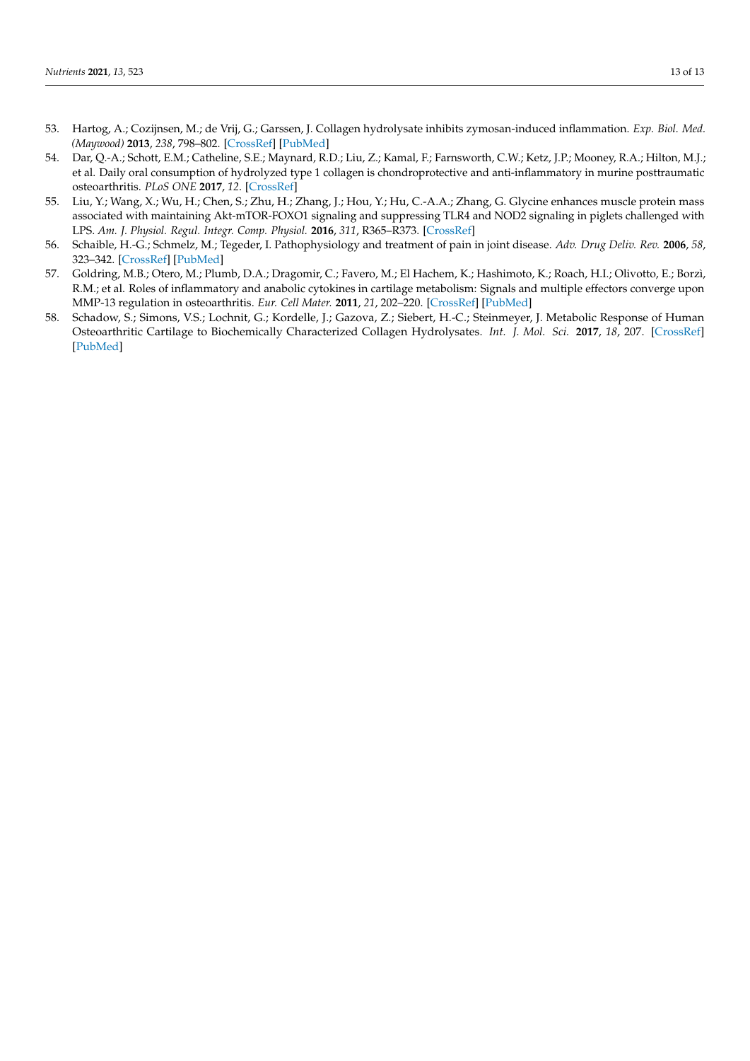53. Hartog, A.; Cozijnsen, M.; de Vrij, G.; Garssen, J. Collagen hydrolysate inhibits zymosan-induced inflammation. *Exp. Biol. Med. (Maywood)* **2013**, *238*, 798–802. [CrossRef] [PubMed]
54. Dar, Q.-A.; Schott, E.M.; Catheline, S.E.; Maynard, R.D.; Liu, Z.; Kamal, F.; Farnsworth, C.W.; Ketz, J.P.; Mooney, R.A.; Hilton, M.J.; et al. Daily oral consumption of hydrolyzed type 1 collagen is chondroprotective and anti-inflammatory in murine posttraumatic osteoarthritis. *PLoS ONE* **2017**, *12*. [CrossRef]
55. Liu, Y.; Wang, X.; Wu, H.; Chen, S.; Zhu, H.; Zhang, J.; Hou, Y.; Hu, C.-A.A.; Zhang, G. Glycine enhances muscle protein mass associated with maintaining Akt-mTOR-FOXO1 signaling and suppressing TLR4 and NOD2 signaling in piglets challenged with LPS. *Am. J. Physiol. Regul. Integr. Comp. Physiol.* **2016**, *311*, R365–R373. [CrossRef]
56. Schaible, H.-G.; Schmelz, M.; Tegeder, I. Pathophysiology and treatment of pain in joint disease. *Adv. Drug Deliv. Rev.* **2006**, *58*, 323–342. [CrossRef] [PubMed]
57. Goldring, M.B.; Otero, M.; Plumb, D.A.; Dragomir, C.; Favero, M.; El Hachem, K.; Hashimoto, K.; Roach, H.I.; Olivotto, E.; Borzì, R.M.; et al. Roles of inflammatory and anabolic cytokines in cartilage metabolism: Signals and multiple effectors converge upon MMP-13 regulation in osteoarthritis. *Eur. Cell Mater.* **2011**, *21*, 202–220. [CrossRef] [PubMed]
58. Schadow, S.; Simons, V.S.; Lochnit, G.; Kordelle, J.; Gazova, Z.; Siebert, H.-C.; Steinmeyer, J. Metabolic Response of Human Osteoarthritic Cartilage to Biochemically Characterized Collagen Hydrolysates. *Int. J. Mol. Sci.* **2017**, *18*, 207. [CrossRef] [PubMed]